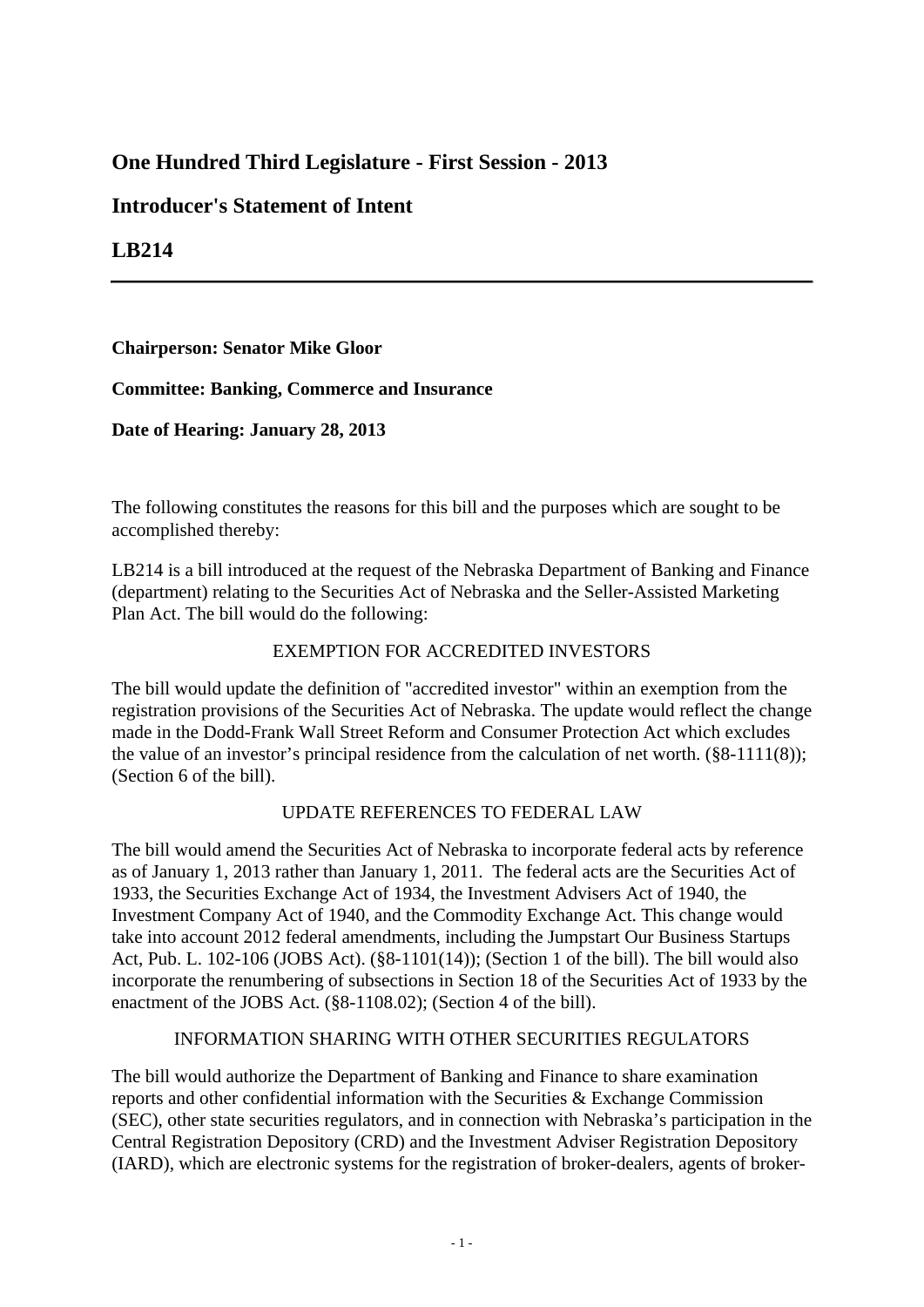## One Hundred Third Legislature - First Session - 2013

## Introducer's Statement of Intent

## LB214

---

**Chairperson: Senator Mike Gloor**

**Committee: Banking, Commerce and Insurance**

**Date of Hearing: January 28, 2013**

The following constitutes the reasons for this bill and the purposes which are sought to be accomplished thereby:

LB214 is a bill introduced at the request of the Nebraska Department of Banking and Finance (department) relating to the Securities Act of Nebraska and the Seller-Assisted Marketing Plan Act. The bill would do the following:

EXEMPTION FOR ACCREDITED INVESTORS

The bill would update the definition of "accredited investor" within an exemption from the registration provisions of the Securities Act of Nebraska. The update would reflect the change made in the Dodd-Frank Wall Street Reform and Consumer Protection Act which excludes the value of an investor's principal residence from the calculation of net worth. (§8-1111(8)); (Section 6 of the bill).

UPDATE REFERENCES TO FEDERAL LAW

The bill would amend the Securities Act of Nebraska to incorporate federal acts by reference as of January 1, 2013 rather than January 1, 2011. The federal acts are the Securities Act of 1933, the Securities Exchange Act of 1934, the Investment Advisers Act of 1940, the Investment Company Act of 1940, and the Commodity Exchange Act. This change would take into account 2012 federal amendments, including the Jumpstart Our Business Startups Act, Pub. L. 102-106 (JOBS Act). (§8-1101(14)); (Section 1 of the bill). The bill would also incorporate the renumbering of subsections in Section 18 of the Securities Act of 1933 by the enactment of the JOBS Act. (§8-1108.02); (Section 4 of the bill).

INFORMATION SHARING WITH OTHER SECURITIES REGULATORS

The bill would authorize the Department of Banking and Finance to share examination reports and other confidential information with the Securities & Exchange Commission (SEC), other state securities regulators, and in connection with Nebraska's participation in the Central Registration Depository (CRD) and the Investment Adviser Registration Depository (IARD), which are electronic systems for the registration of broker-dealers, agents of broker-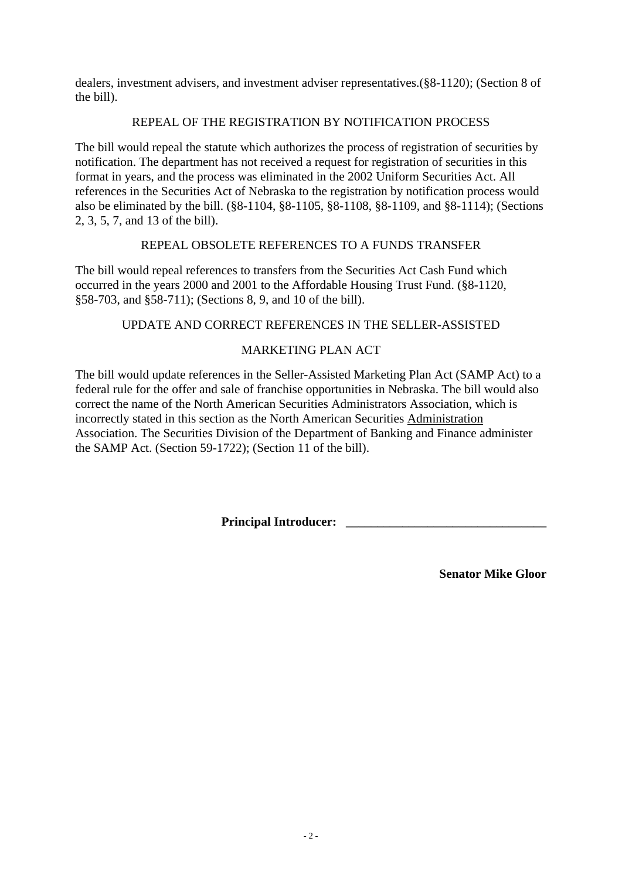dealers, investment advisers, and investment adviser representatives.(§8-1120); (Section 8 of the bill).

## REPEAL OF THE REGISTRATION BY NOTIFICATION PROCESS

The bill would repeal the statute which authorizes the process of registration of securities by notification. The department has not received a request for registration of securities in this format in years, and the process was eliminated in the 2002 Uniform Securities Act. All references in the Securities Act of Nebraska to the registration by notification process would also be eliminated by the bill. (§8-1104, §8-1105, §8-1108, §8-1109, and §8-1114); (Sections 2, 3, 5, 7, and 13 of the bill).

## REPEAL OBSOLETE REFERENCES TO A FUNDS TRANSFER

The bill would repeal references to transfers from the Securities Act Cash Fund which occurred in the years 2000 and 2001 to the Affordable Housing Trust Fund. (§8-1120, §58-703, and §58-711); (Sections 8, 9, and 10 of the bill).

## UPDATE AND CORRECT REFERENCES IN THE SELLER-ASSISTED MARKETING PLAN ACT

The bill would update references in the Seller-Assisted Marketing Plan Act (SAMP Act) to a federal rule for the offer and sale of franchise opportunities in Nebraska. The bill would also correct the name of the North American Securities Administrators Association, which is incorrectly stated in this section as the North American Securities Administration Association. The Securities Division of the Department of Banking and Finance administer the SAMP Act. (Section 59-1722); (Section 11 of the bill).

**Principal Introducer:** ________________________________

**Senator Mike Gloor**